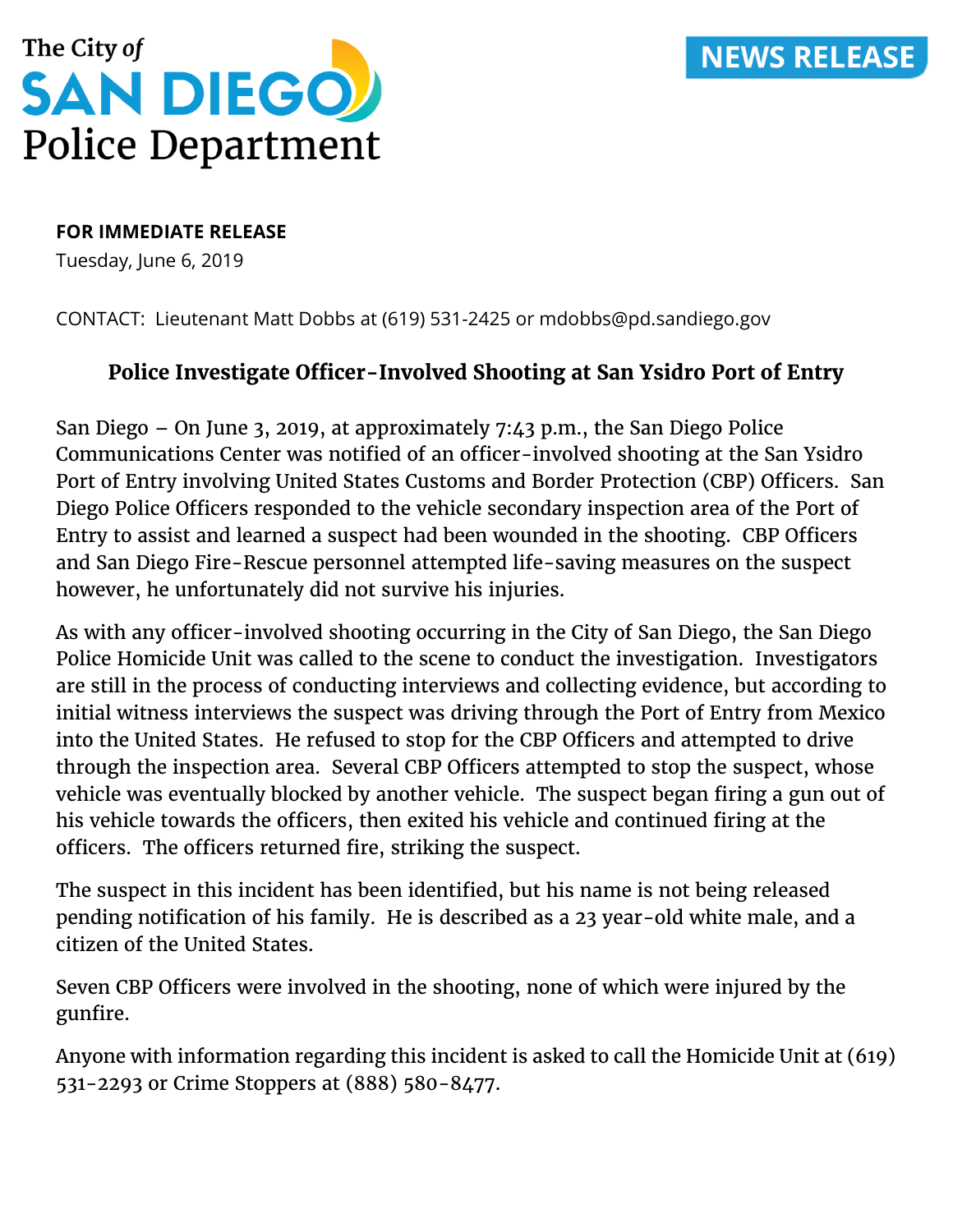The City of

SAN DIEGO

Police Department

**NEWS RELEASE**

**FOR IMMEDIATE RELEASE**

Tuesday, June 6, 2019

CONTACT: Lieutenant Matt Dobbs at (619) 531-2425 or mdobbs@pd.sandiego.gov

## Police Investigate Officer-Involved Shooting at San Ysidro Port of Entry

San Diego – On June 3, 2019, at approximately 7:43 p.m., the San Diego Police Communications Center was notified of an officer-involved shooting at the San Ysidro Port of Entry involving United States Customs and Border Protection (CBP) Officers. San Diego Police Officers responded to the vehicle secondary inspection area of the Port of Entry to assist and learned a suspect had been wounded in the shooting. CBP Officers and San Diego Fire-Rescue personnel attempted life-saving measures on the suspect however, he unfortunately did not survive his injuries.

As with any officer-involved shooting occurring in the City of San Diego, the San Diego Police Homicide Unit was called to the scene to conduct the investigation. Investigators are still in the process of conducting interviews and collecting evidence, but according to initial witness interviews the suspect was driving through the Port of Entry from Mexico into the United States. He refused to stop for the CBP Officers and attempted to drive through the inspection area. Several CBP Officers attempted to stop the suspect, whose vehicle was eventually blocked by another vehicle. The suspect began firing a gun out of his vehicle towards the officers, then exited his vehicle and continued firing at the officers. The officers returned fire, striking the suspect.

The suspect in this incident has been identified, but his name is not being released pending notification of his family. He is described as a 23 year-old white male, and a citizen of the United States.

Seven CBP Officers were involved in the shooting, none of which were injured by the gunfire.

Anyone with information regarding this incident is asked to call the Homicide Unit at (619) 531-2293 or Crime Stoppers at (888) 580-8477.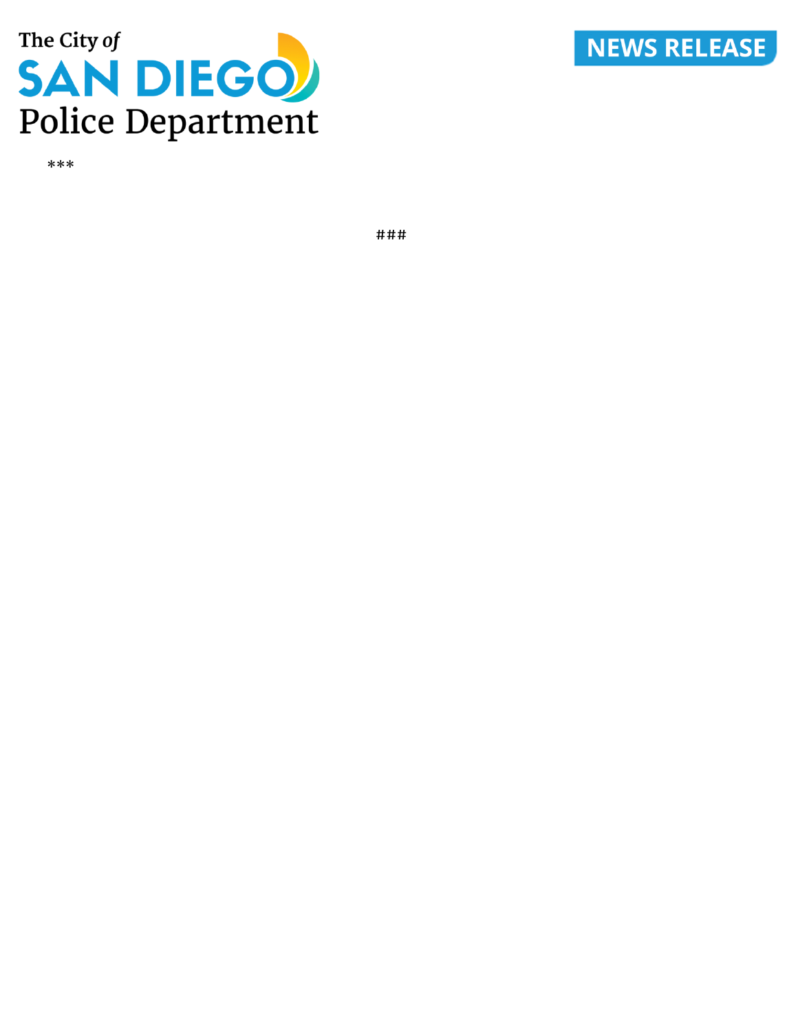The City *of*

# SAN DIEGO

Police Department

**NEWS RELEASE**

***

###